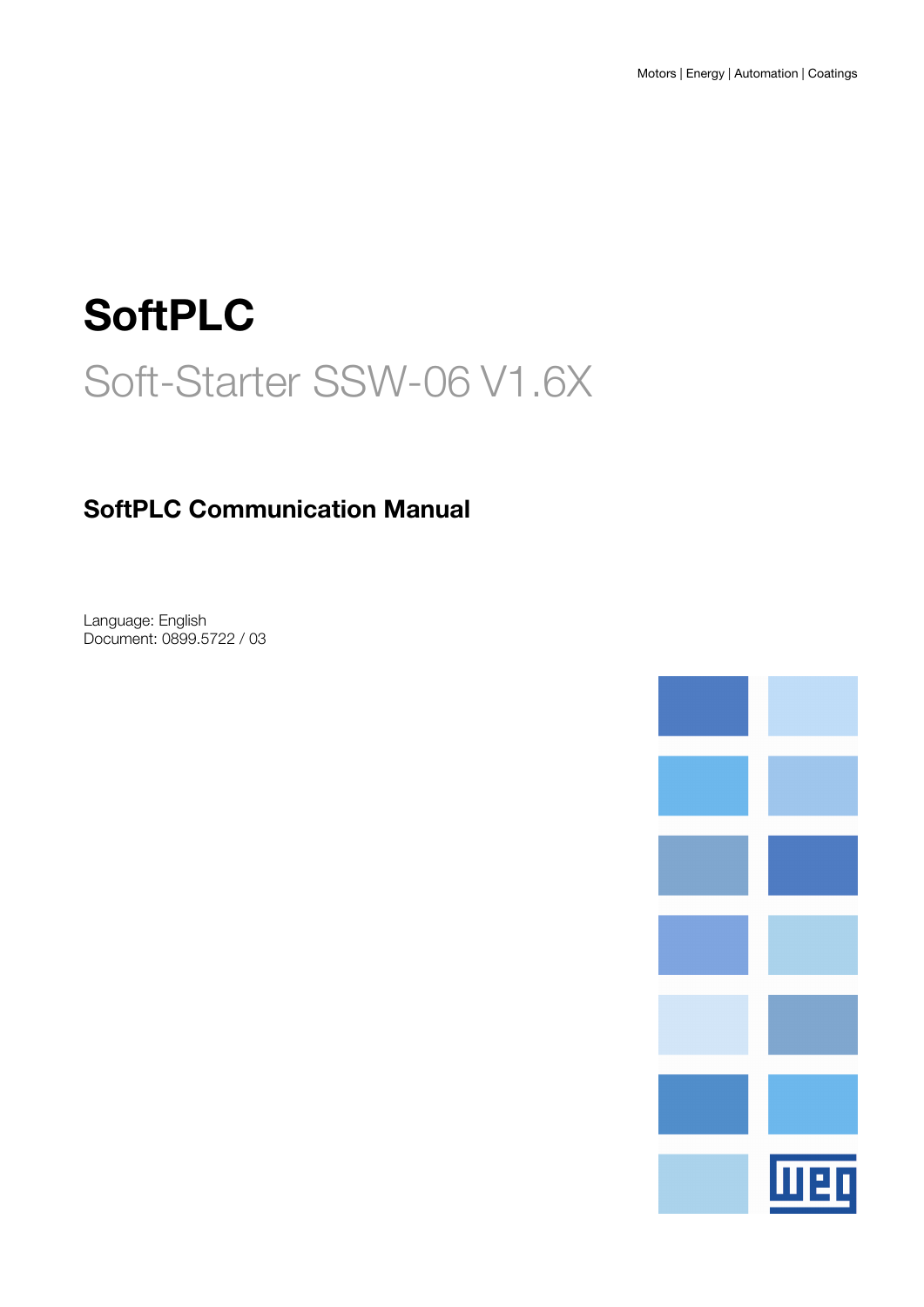Motors | Energy | Automation | Coatings

# SoftPLC

## Soft-Starter SSW-06 V1.6X

### SoftPLC Communication Manual

Language: English
Document: 0899.5722 / 03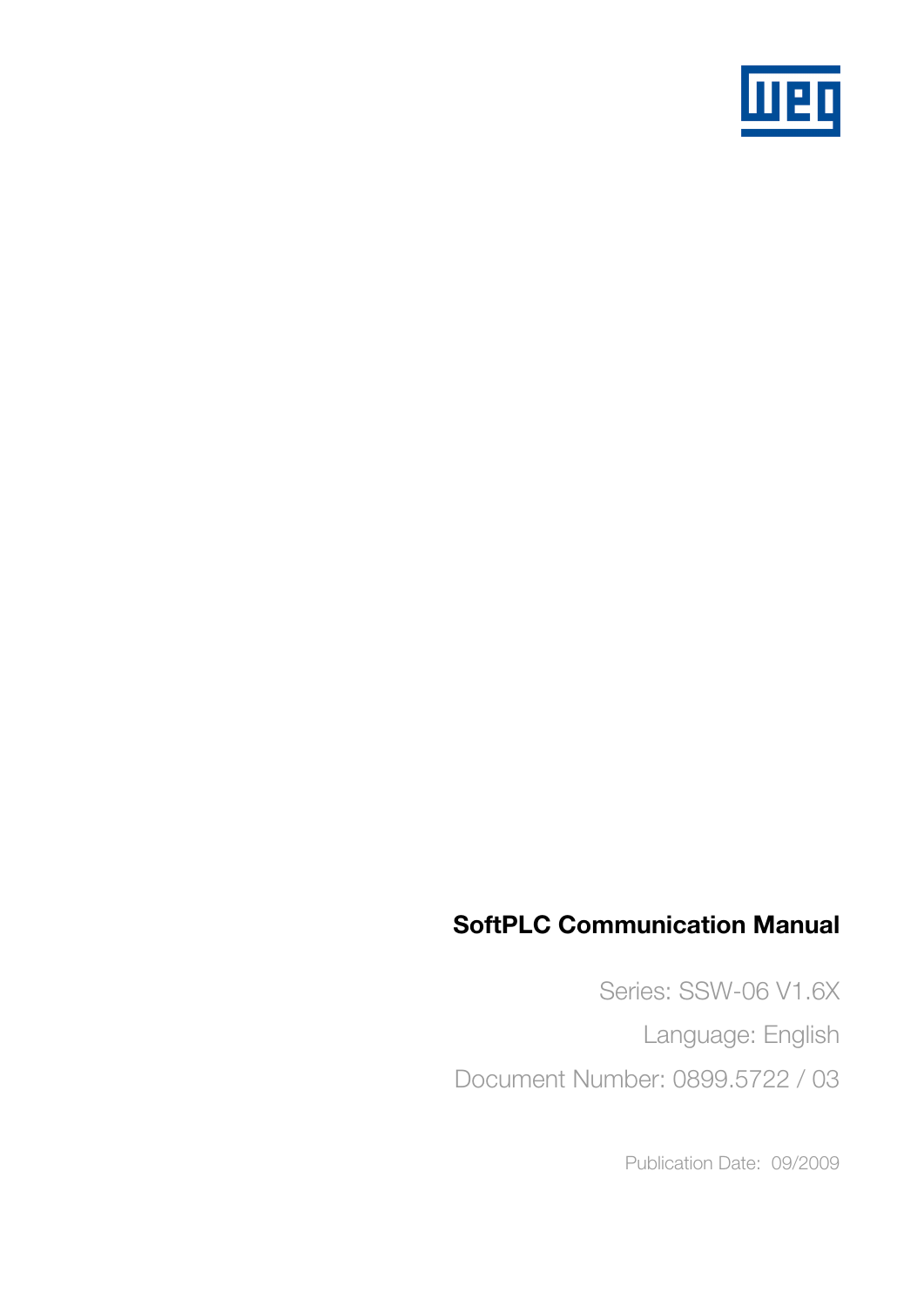# SoftPLC Communication Manual

Series: SSW-06 V1.6X

Language: English

Document Number: 0899.5722 / 03

Publication Date: 09/2009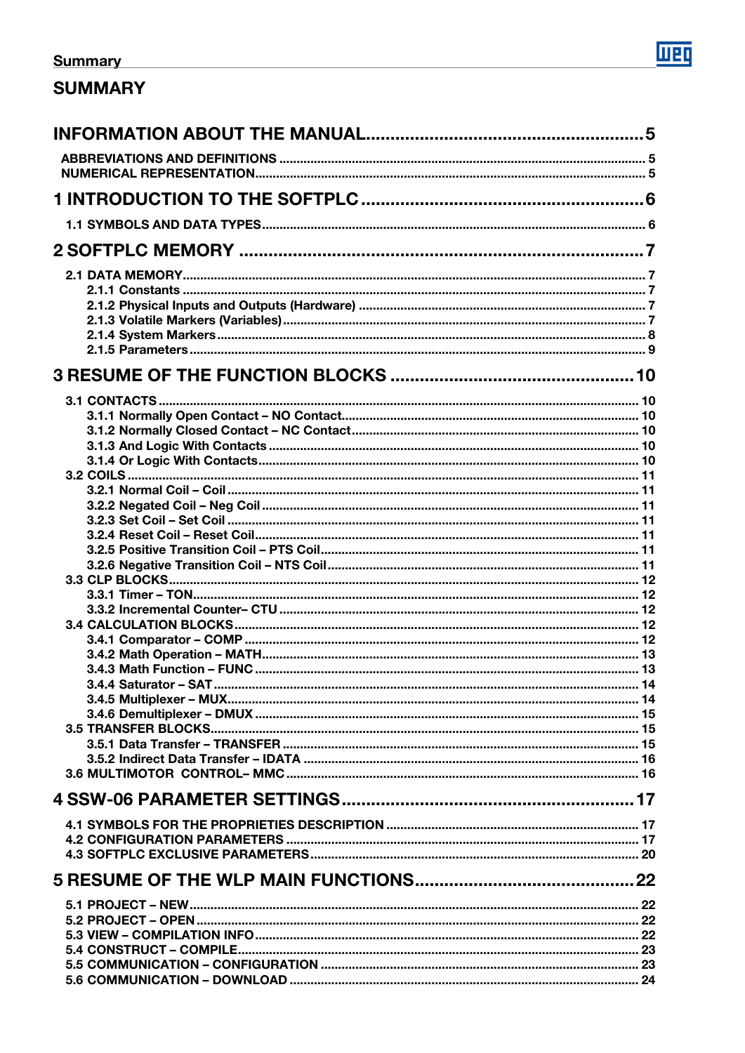# SUMMARY

**INFORMATION ABOUT THE MANUAL** ........................................................ 5

ABBREVIATIONS AND DEFINITIONS ........................................................ 5
NUMERICAL REPRESENTATION ........................................................ 5

**1 INTRODUCTION TO THE SOFTPLC** ........................................................ 6

1.1 SYMBOLS AND DATA TYPES ........................................................ 6

**2 SOFTPLC MEMORY** ........................................................ 7

2.1 DATA MEMORY ........................................................ 7
- 2.1.1 Constants ........................................................ 7
- 2.1.2 Physical Inputs and Outputs (Hardware) ........................................................ 7
- 2.1.3 Volatile Markers (Variables) ........................................................ 7
- 2.1.4 System Markers ........................................................ 8
- 2.1.5 Parameters ........................................................ 9

**3 RESUME OF THE FUNCTION BLOCKS** ........................................................ 10

3.1 CONTACTS ........................................................ 10
- 3.1.1 Normally Open Contact – NO Contact ........................................................ 10
- 3.1.2 Normally Closed Contact – NC Contact ........................................................ 10
- 3.1.3 And Logic With Contacts ........................................................ 10
- 3.1.4 Or Logic With Contacts ........................................................ 10

3.2 COILS ........................................................ 11
- 3.2.1 Normal Coil – Coil ........................................................ 11
- 3.2.2 Negated Coil – Neg Coil ........................................................ 11
- 3.2.3 Set Coil – Set Coil ........................................................ 11
- 3.2.4 Reset Coil – Reset Coil ........................................................ 11
- 3.2.5 Positive Transition Coil – PTS Coil ........................................................ 11
- 3.2.6 Negative Transition Coil – NTS Coil ........................................................ 11

3.3 CLP BLOCKS ........................................................ 12
- 3.3.1 Timer – TON ........................................................ 12
- 3.3.2 Incremental Counter– CTU ........................................................ 12

3.4 CALCULATION BLOCKS ........................................................ 12
- 3.4.1 Comparator – COMP ........................................................ 12
- 3.4.2 Math Operation – MATH ........................................................ 13
- 3.4.3 Math Function – FUNC ........................................................ 13
- 3.4.4 Saturator – SAT ........................................................ 14
- 3.4.5 Multiplexer – MUX ........................................................ 14
- 3.4.6 Demultiplexer – DMUX ........................................................ 15

3.5 TRANSFER BLOCKS ........................................................ 15
- 3.5.1 Data Transfer – TRANSFER ........................................................ 15
- 3.5.2 Indirect Data Transfer – IDATA ........................................................ 16

3.6 MULTIMOTOR CONTROL– MMC ........................................................ 16

**4 SSW-06 PARAMETER SETTINGS** ........................................................ 17

4.1 SYMBOLS FOR THE PROPRIETIES DESCRIPTION ........................................................ 17
4.2 CONFIGURATION PARAMETERS ........................................................ 17
4.3 SOFTPLC EXCLUSIVE PARAMETERS ........................................................ 20

**5 RESUME OF THE WLP MAIN FUNCTIONS** ........................................................ 22

5.1 PROJECT – NEW ........................................................ 22
5.2 PROJECT – OPEN ........................................................ 22
5.3 VIEW – COMPILATION INFO ........................................................ 22
5.4 CONSTRUCT – COMPILE ........................................................ 23
5.5 COMMUNICATION – CONFIGURATION ........................................................ 23
5.6 COMMUNICATION – DOWNLOAD ........................................................ 24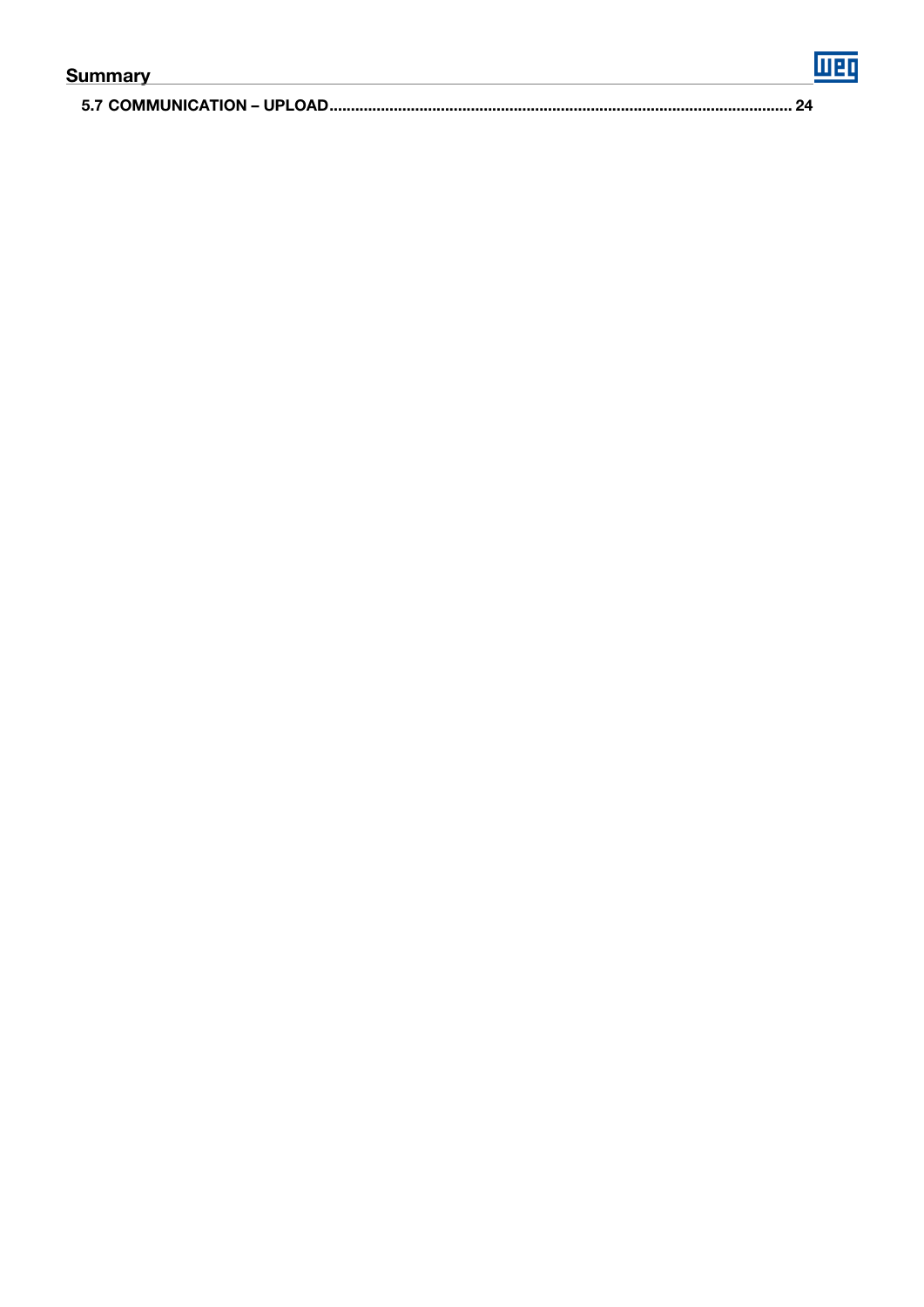## Summary

**5.7 COMMUNICATION – UPLOAD ......................................................................................................... 24**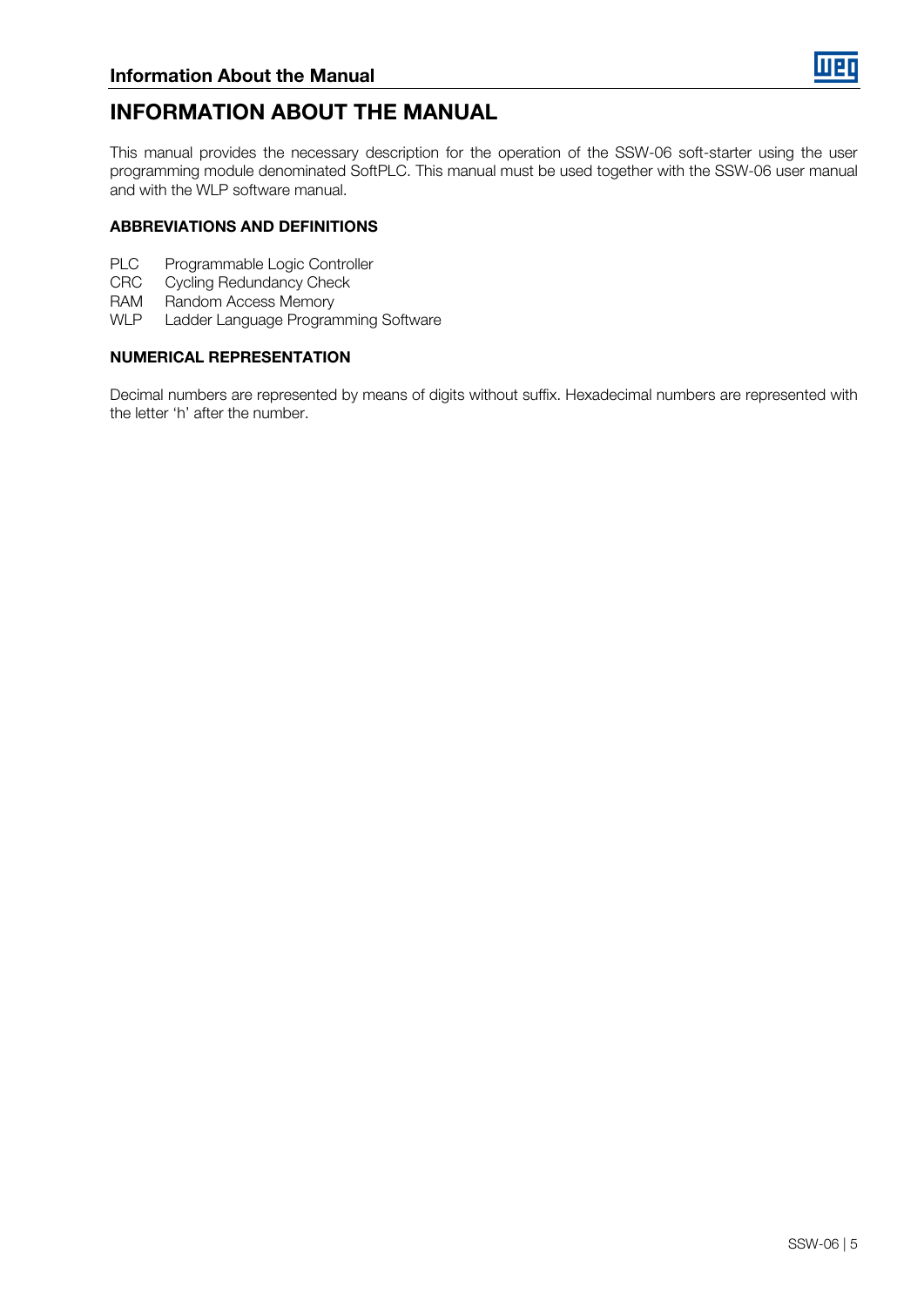# INFORMATION ABOUT THE MANUAL

This manual provides the necessary description for the operation of the SSW-06 soft-starter using the user programming module denominated SoftPLC. This manual must be used together with the SSW-06 user manual and with the WLP software manual.

**ABBREVIATIONS AND DEFINITIONS**

| | |
|---|---|
| PLC | Programmable Logic Controller |
| CRC | Cycling Redundancy Check |
| RAM | Random Access Memory |
| WLP | Ladder Language Programming Software |

**NUMERICAL REPRESENTATION**

Decimal numbers are represented by means of digits without suffix. Hexadecimal numbers are represented with the letter 'h' after the number.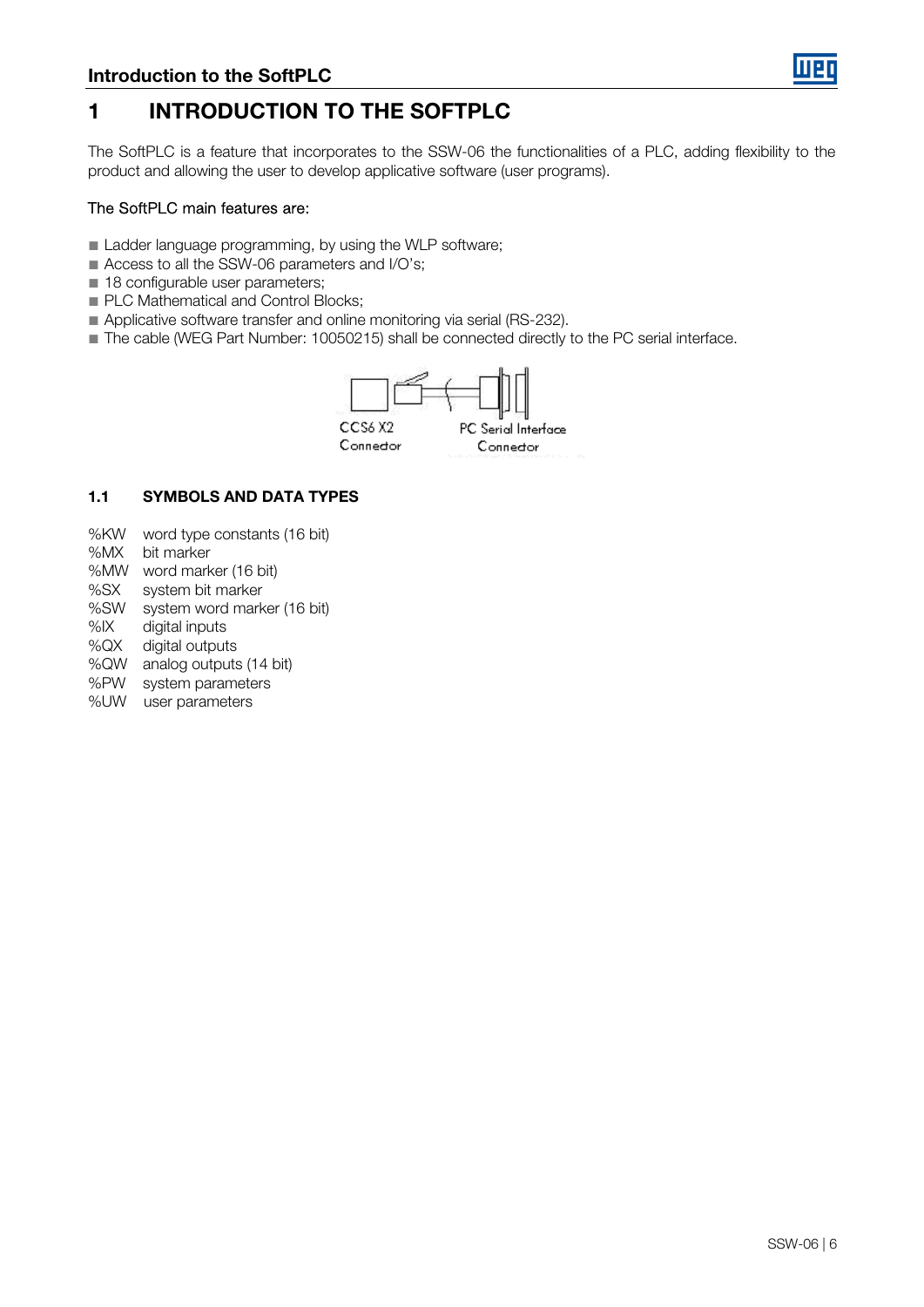# 1 INTRODUCTION TO THE SOFTPLC

The SoftPLC is a feature that incorporates to the SSW-06 the functionalities of a PLC, adding flexibility to the product and allowing the user to develop applicative software (user programs).

The SoftPLC main features are:

- Ladder language programming, by using the WLP software;
- Access to all the SSW-06 parameters and I/O's;
- 18 configurable user parameters;
- PLC Mathematical and Control Blocks;
- Applicative software transfer and online monitoring via serial (RS-232).
- The cable (WEG Part Number: 10050215) shall be connected directly to the PC serial interface.

CCS6 X2 Connector

PC Serial Interface Connector

## 1.1 SYMBOLS AND DATA TYPES

| | |
|---|---|
| %KW | word type constants (16 bit) |
| %MX | bit marker |
| %MW | word marker (16 bit) |
| %SX | system bit marker |
| %SW | system word marker (16 bit) |
| %IX | digital inputs |
| %QX | digital outputs |
| %QW | analog outputs (14 bit) |
| %PW | system parameters |
| %UW | user parameters |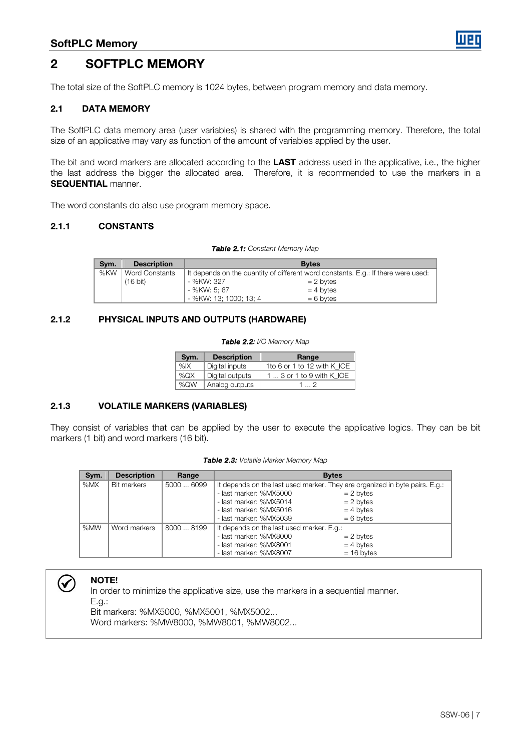# 2 SOFTPLC MEMORY

The total size of the SoftPLC memory is 1024 bytes, between program memory and data memory.

## 2.1 DATA MEMORY

The SoftPLC data memory area (user variables) is shared with the programming memory. Therefore, the total size of an applicative may vary as function of the amount of variables applied by the user.

The bit and word markers are allocated according to the **LAST** address used in the applicative, i.e., the higher the last address the bigger the allocated area. Therefore, it is recommended to use the markers in a **SEQUENTIAL** manner.

The word constants do also use program memory space.

### 2.1.1 CONSTANTS

***Table 2.1:*** *Constant Memory Map*

| Sym. | Description | Bytes |
|---|---|---|
| %KW | Word Constants (16 bit) | It depends on the quantity of different word constants. E.g.: If there were used:<br>- %KW: 327 = 2 bytes<br>- %KW: 5; 67 = 4 bytes<br>- %KW: 13; 1000; 13; 4 = 6 bytes |

### 2.1.2 PHYSICAL INPUTS AND OUTPUTS (HARDWARE)

***Table 2.2:*** *I/O Memory Map*

| Sym. | Description | Range |
|---|---|---|
| %IX | Digital inputs | 1to 6 or 1 to 12 with K_IOE |
| %QX | Digital outputs | 1 ... 3 or 1 to 9 with K_IOE |
| %QW | Analog outputs | 1 ... 2 |

### 2.1.3 VOLATILE MARKERS (VARIABLES)

They consist of variables that can be applied by the user to execute the applicative logics. They can be bit markers (1 bit) and word markers (16 bit).

***Table 2.3:*** *Volatile Marker Memory Map*

| Sym. | Description | Range | Bytes |
|---|---|---|---|
| %MX | Bit markers | 5000 ... 6099 | It depends on the last used marker. They are organized in byte pairs. E.g.:<br>- last marker: %MX5000 = 2 bytes<br>- last marker: %MX5014 = 2 bytes<br>- last marker: %MX5016 = 4 bytes<br>- last marker: %MX5039 = 6 bytes |
| %MW | Word markers | 8000 ... 8199 | It depends on the last used marker. E.g.:<br>- last marker: %MX8000 = 2 bytes<br>- last marker: %MX8001 = 4 bytes<br>- last marker: %MX8007 = 16 bytes |

**NOTE!**
In order to minimize the applicative size, use the markers in a sequential manner.
E.g.:
Bit markers: %MX5000, %MX5001, %MX5002...
Word markers: %MW8000, %MW8001, %MW8002...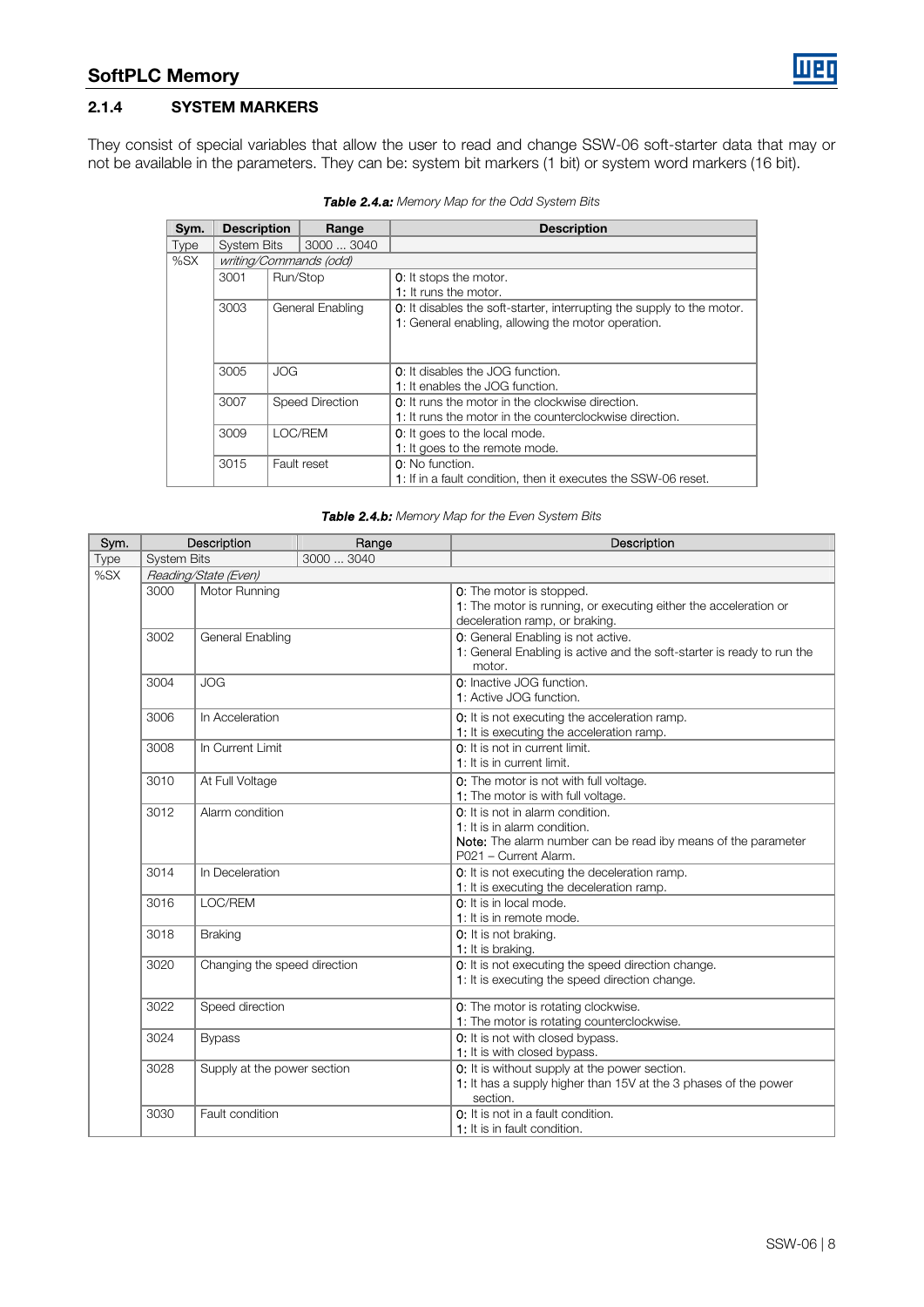## SoftPLC Memory

### 2.1.4 SYSTEM MARKERS

They consist of special variables that allow the user to read and change SSW-06 soft-starter data that may or not be available in the parameters. They can be: system bit markers (1 bit) or system word markers (16 bit).

***Table 2.4.a:*** *Memory Map for the Odd System Bits*

| Sym. | Description | Range | Description |
|---|---|---|---|
| Type | System Bits | 3000 ... 3040 | |
| %SX | *writing/Commands (odd)* | | |
| | 3001 | Run/Stop | 0: It stops the motor.<br>1: It runs the motor. |
| | 3003 | General Enabling | 0: It disables the soft-starter, interrupting the supply to the motor.<br>1: General enabling, allowing the motor operation. |
| | 3005 | JOG | 0: It disables the JOG function.<br>1: It enables the JOG function. |
| | 3007 | Speed Direction | 0: It runs the motor in the clockwise direction.<br>1: It runs the motor in the counterclockwise direction. |
| | 3009 | LOC/REM | 0: It goes to the local mode.<br>1: It goes to the remote mode. |
| | 3015 | Fault reset | 0: No function.<br>1: If in a fault condition, then it executes the SSW-06 reset. |

***Table 2.4.b:*** *Memory Map for the Even System Bits*

| Sym. | Description | Range | Description |
|---|---|---|---|
| Type | System Bits | 3000 ... 3040 | |
| %SX | *Reading/State (Even)* | | |
| | 3000 | Motor Running | 0: The motor is stopped.<br>1: The motor is running, or executing either the acceleration or deceleration ramp, or braking. |
| | 3002 | General Enabling | 0: General Enabling is not active.<br>1: General Enabling is active and the soft-starter is ready to run the motor. |
| | 3004 | JOG | 0: Inactive JOG function.<br>1: Active JOG function. |
| | 3006 | In Acceleration | 0: It is not executing the acceleration ramp.<br>1: It is executing the acceleration ramp. |
| | 3008 | In Current Limit | 0: It is not in current limit.<br>1: It is in current limit. |
| | 3010 | At Full Voltage | 0: The motor is not with full voltage.<br>1: The motor is with full voltage. |
| | 3012 | Alarm condition | 0: It is not in alarm condition.<br>1: It is in alarm condition.<br>Note: The alarm number can be read iby means of the parameter P021 – Current Alarm. |
| | 3014 | In Deceleration | 0: It is not executing the deceleration ramp.<br>1: It is executing the deceleration ramp. |
| | 3016 | LOC/REM | 0: It is in local mode.<br>1: It is in remote mode. |
| | 3018 | Braking | 0: It is not braking.<br>1: It is braking. |
| | 3020 | Changing the speed direction | 0: It is not executing the speed direction change.<br>1: It is executing the speed direction change. |
| | 3022 | Speed direction | 0: The motor is rotating clockwise.<br>1: The motor is rotating counterclockwise. |
| | 3024 | Bypass | 0: It is not with closed bypass.<br>1: It is with closed bypass. |
| | 3028 | Supply at the power section | 0: It is without supply at the power section.<br>1: It has a supply higher than 15V at the 3 phases of the power section. |
| | 3030 | Fault condition | 0: It is not in a fault condition.<br>1: It is in fault condition. |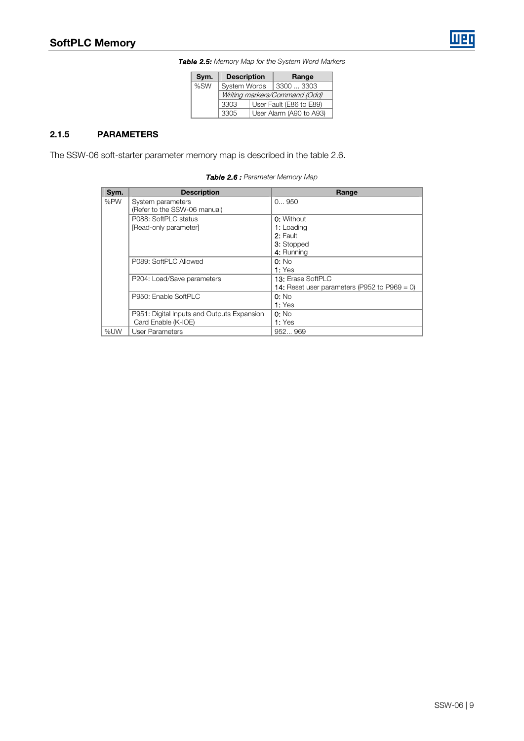**Table 2.5:** *Memory Map for the System Word Markers*

| Sym. | Description | Range |
|---|---|---|
| %SW | System Words | 3300 ... 3303 |
| | *Writing markers/Command (Odd)* | |
| | 3303 | User Fault (E86 to E89) |
| | 3305 | User Alarm (A90 to A93) |

## 2.1.5 PARAMETERS

The SSW-06 soft-starter parameter memory map is described in the table 2.6.

**Table 2.6 :** *Parameter Memory Map*

| Sym. | Description | Range |
|---|---|---|
| %PW | System parameters<br>(Refer to the SSW-06 manual) | 0... 950 |
| | P088: SoftPLC status<br>[Read-only parameter] | **0:** Without<br>**1:** Loading<br>**2:** Fault<br>**3:** Stopped<br>**4:** Running |
| | P089: SoftPLC Allowed | **0:** No<br>**1:** Yes |
| | P204: Load/Save parameters | **13:** Erase SoftPLC<br>**14:** Reset user parameters (P952 to P969 = 0) |
| | P950: Enable SoftPLC | **0:** No<br>**1:** Yes |
| | P951: Digital Inputs and Outputs Expansion Card Enable (K-IOE) | **0:** No<br>**1:** Yes |
| %UW | User Parameters | 952... 969 |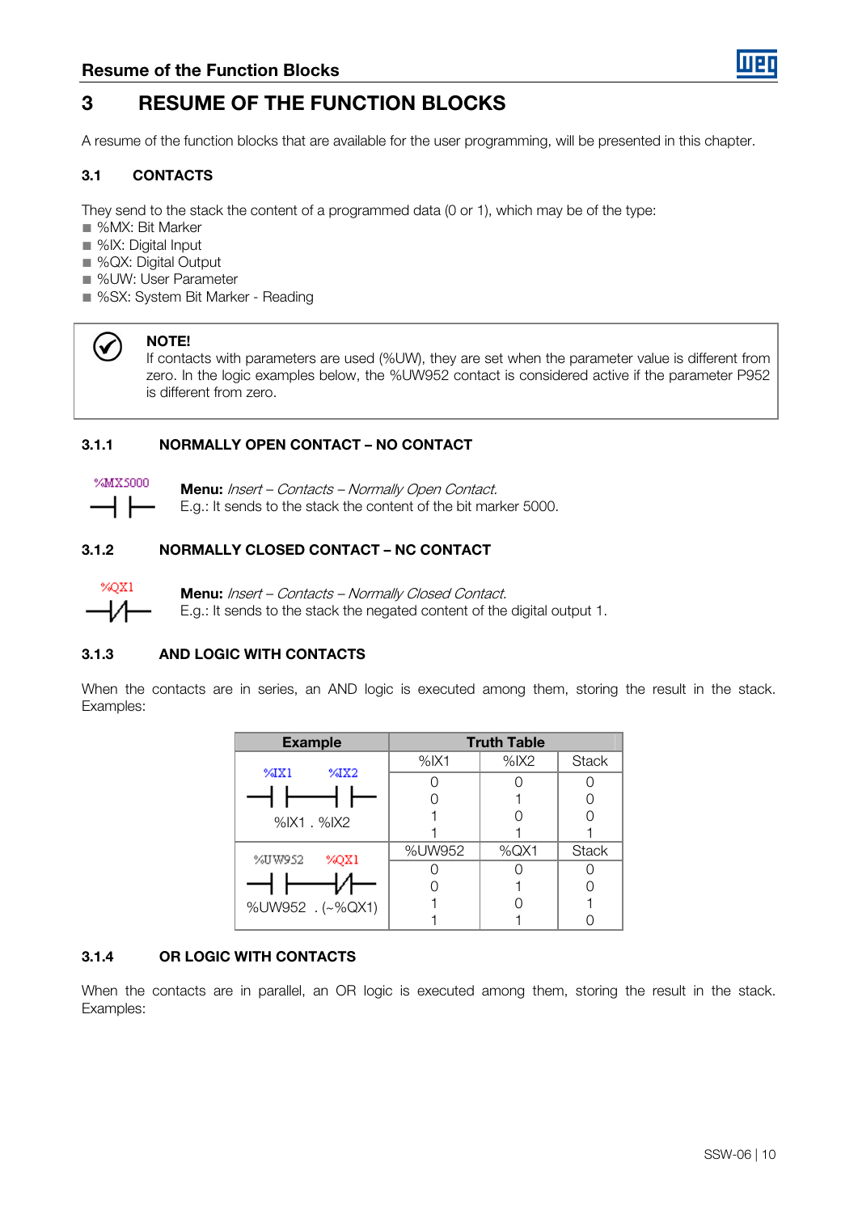# 3 RESUME OF THE FUNCTION BLOCKS

A resume of the function blocks that are available for the user programming, will be presented in this chapter.

## 3.1 CONTACTS

They send to the stack the content of a programmed data (0 or 1), which may be of the type:

- %MX: Bit Marker
- %IX: Digital Input
- %QX: Digital Output
- %UW: User Parameter
- %SX: System Bit Marker - Reading

> **NOTE!**
> If contacts with parameters are used (%UW), they are set when the parameter value is different from zero. In the logic examples below, the %UW952 contact is considered active if the parameter P952 is different from zero.

### 3.1.1 NORMALLY OPEN CONTACT – NO CONTACT

%MX5000

**Menu:** *Insert – Contacts – Normally Open Contact.*
E.g.: It sends to the stack the content of the bit marker 5000.

### 3.1.2 NORMALLY CLOSED CONTACT – NC CONTACT

%QX1

**Menu:** *Insert – Contacts – Normally Closed Contact.*
E.g.: It sends to the stack the negated content of the digital output 1.

### 3.1.3 AND LOGIC WITH CONTACTS

When the contacts are in series, an AND logic is executed among them, storing the result in the stack. Examples:

| Example | Truth Table | | |
|---|---|---|---|
| %IX1 %IX2 | %IX1 | %IX2 | Stack |
| %IX1 . %IX2 | 0 | 0 | 0 |
| | 0 | 1 | 0 |
| | 1 | 0 | 0 |
| | 1 | 1 | 1 |
| %UW952 %QX1 | %UW952 | %QX1 | Stack |
| %UW952 . (~%QX1) | 0 | 0 | 0 |
| | 0 | 1 | 0 |
| | 1 | 0 | 1 |
| | 1 | 1 | 0 |

### 3.1.4 OR LOGIC WITH CONTACTS

When the contacts are in parallel, an OR logic is executed among them, storing the result in the stack. Examples: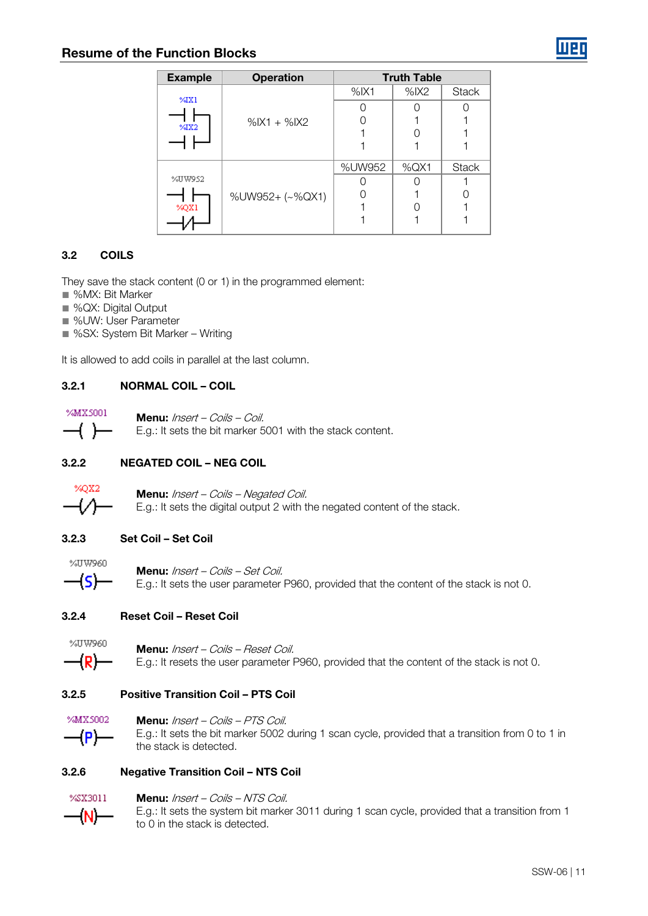## Resume of the Function Blocks

| Example | Operation | Truth Table | | |
|---|---|---|---|---|
| | | %IX1 | %IX2 | Stack |
| %IX1 / %IX2 (parallel contacts) | %IX1 + %IX2 | 0<br>0<br>1<br>1 | 0<br>1<br>0<br>1 | 0<br>1<br>1<br>1 |
| | | %UW952 | %QX1 | Stack |
| %UW952 / %QX1 (parallel contacts, negated) | %UW952+ (~%QX1) | 0<br>0<br>1<br>1 | 0<br>1<br>0<br>1 | 1<br>0<br>1<br>1 |

### 3.2 COILS

They save the stack content (0 or 1) in the programmed element:

- %MX: Bit Marker
- %QX: Digital Output
- %UW: User Parameter
- %SX: System Bit Marker – Writing

It is allowed to add coils in parallel at the last column.

#### 3.2.1 NORMAL COIL – COIL

%MX5001

**Menu:** *Insert – Coils – Coil.*
E.g.: It sets the bit marker 5001 with the stack content.

#### 3.2.2 NEGATED COIL – NEG COIL

%QX2

**Menu:** *Insert – Coils – Negated Coil.*
E.g.: It sets the digital output 2 with the negated content of the stack.

#### 3.2.3 Set Coil – Set Coil

%UW960

**Menu:** *Insert – Coils – Set Coil.*
E.g.: It sets the user parameter P960, provided that the content of the stack is not 0.

#### 3.2.4 Reset Coil – Reset Coil

%UW960

**Menu:** *Insert – Coils – Reset Coil.*
E.g.: It resets the user parameter P960, provided that the content of the stack is not 0.

#### 3.2.5 Positive Transition Coil – PTS Coil

%MX5002

**Menu:** *Insert – Coils – PTS Coil.*
E.g.: It sets the bit marker 5002 during 1 scan cycle, provided that a transition from 0 to 1 in the stack is detected.

#### 3.2.6 Negative Transition Coil – NTS Coil

%SX3011

**Menu:** *Insert – Coils – NTS Coil.*
E.g.: It sets the system bit marker 3011 during 1 scan cycle, provided that a transition from 1 to 0 in the stack is detected.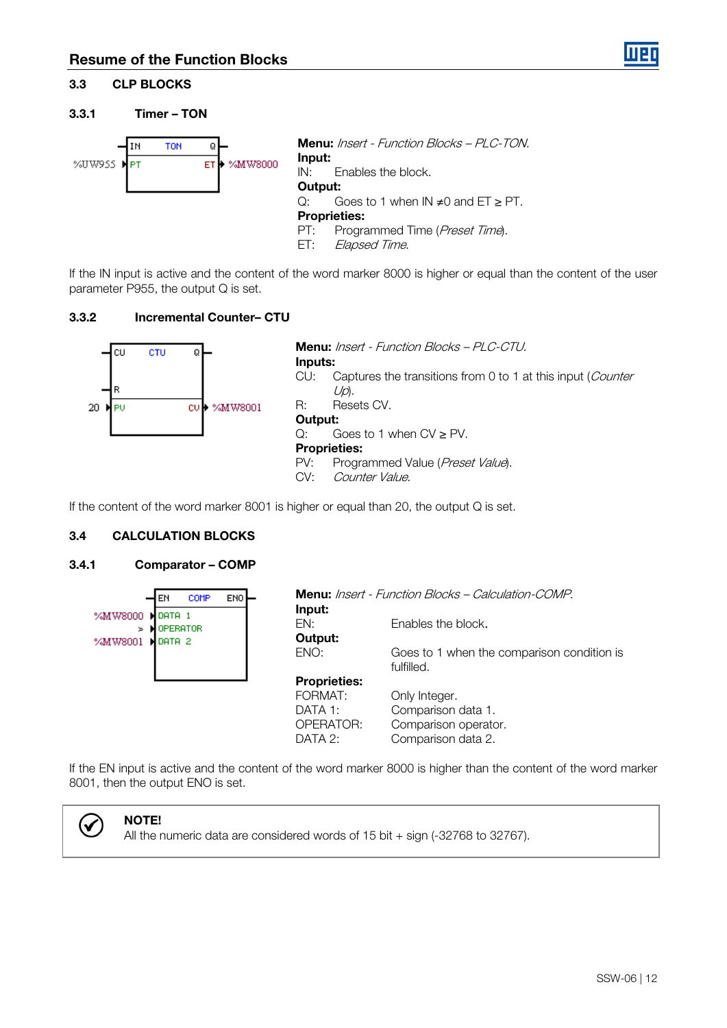## 3.3 CLP BLOCKS

### 3.3.1 Timer – TON

**Menu:** *Insert - Function Blocks – PLC-TON.*
**Input:**
IN: Enables the block.
**Output:**
Q: Goes to 1 when IN ≠0 and ET ≥ PT.
**Proprieties:**
PT: Programmed Time (*Preset Time*).
ET: *Elapsed Time*.

If the IN input is active and the content of the word marker 8000 is higher or equal than the content of the user parameter P955, the output Q is set.

### 3.3.2 Incremental Counter– CTU

**Menu:** *Insert - Function Blocks – PLC-CTU.*
**Inputs:**
CU: Captures the transitions from 0 to 1 at this input (*Counter Up*).
R: Resets CV.
**Output:**
Q: Goes to 1 when CV ≥ PV.
**Proprieties:**
PV: Programmed Value (*Preset Value*).
CV: *Counter Value*.

If the content of the word marker 8001 is higher or equal than 20, the output Q is set.

## 3.4 CALCULATION BLOCKS

### 3.4.1 Comparator – COMP

**Menu:** *Insert - Function Blocks – Calculation-COMP.*
**Input:**
EN: Enables the block.
**Output:**
ENO: Goes to 1 when the comparison condition is fulfilled.
**Proprieties:**
FORMAT: Only Integer.
DATA 1: Comparison data 1.
OPERATOR: Comparison operator.
DATA 2: Comparison data 2.

If the EN input is active and the content of the word marker 8000 is higher than the content of the word marker 8001, then the output ENO is set.

**NOTE!**
All the numeric data are considered words of 15 bit + sign (-32768 to 32767).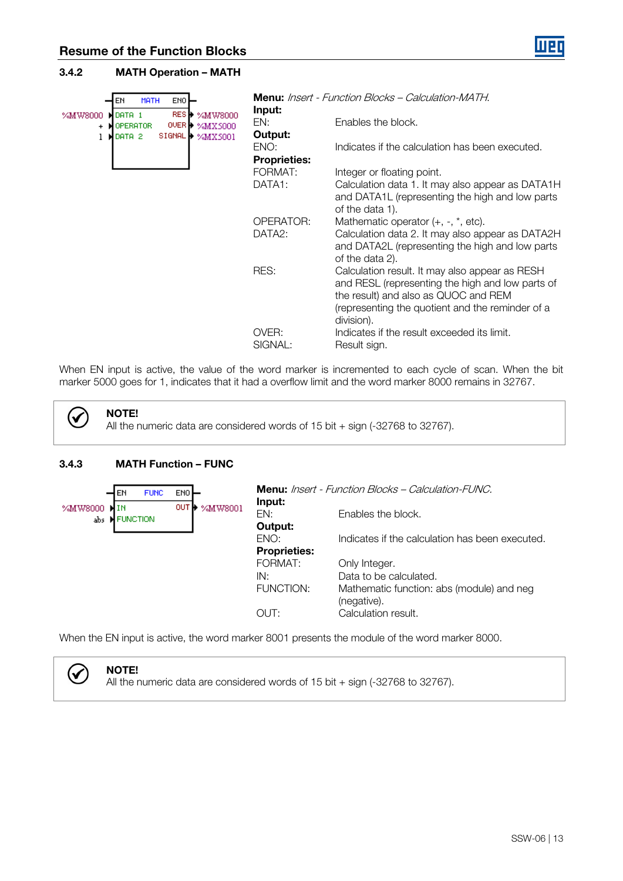## Resume of the Function Blocks

### 3.4.2 MATH Operation – MATH

```
     ┤EN    MATH    ENO├
%MW8000 ▶DATA 1      RES▶ %MW8000
      + ▶OPERATOR   OVER▶ %MX5000
      1 ▶DATA 2   SIGNAL▶ %MX5001
```

**Menu:** *Insert - Function Blocks – Calculation-MATH.*

**Input:**

EN: Enables the block.

**Output:**

ENO: Indicates if the calculation has been executed.

**Proprieties:**

FORMAT: Integer or floating point.

DATA1: Calculation data 1. It may also appear as DATA1H and DATA1L (representing the high and low parts of the data 1).

OPERATOR: Mathematic operator (+, -, *, etc).

DATA2: Calculation data 2. It may also appear as DATA2H and DATA2L (representing the high and low parts of the data 2).

RES: Calculation result. It may also appear as RESH and RESL (representing the high and low parts of the result) and also as QUOC and REM (representing the quotient and the reminder of a division).

OVER: Indicates if the result exceeded its limit.

SIGNAL: Result sign.

When EN input is active, the value of the word marker is incremented to each cycle of scan. When the bit marker 5000 goes for 1, indicates that it had a overflow limit and the word marker 8000 remains in 32767.

> **NOTE!**
> All the numeric data are considered words of 15 bit + sign (-32768 to 32767).

### 3.4.3 MATH Function – FUNC

```
     ┤EN    FUNC    ENO├
%MW8000 ▶IN          OUT▶ %MW8001
    abs ▶FUNCTION
```

**Menu:** *Insert - Function Blocks – Calculation-FUNC.*

**Input:**

EN: Enables the block.

**Output:**

ENO: Indicates if the calculation has been executed.

**Proprieties:**

FORMAT: Only Integer.

IN: Data to be calculated.

FUNCTION: Mathematic function: abs (module) and neg (negative).

OUT: Calculation result.

When the EN input is active, the word marker 8001 presents the module of the word marker 8000.

> **NOTE!**
> All the numeric data are considered words of 15 bit + sign (-32768 to 32767).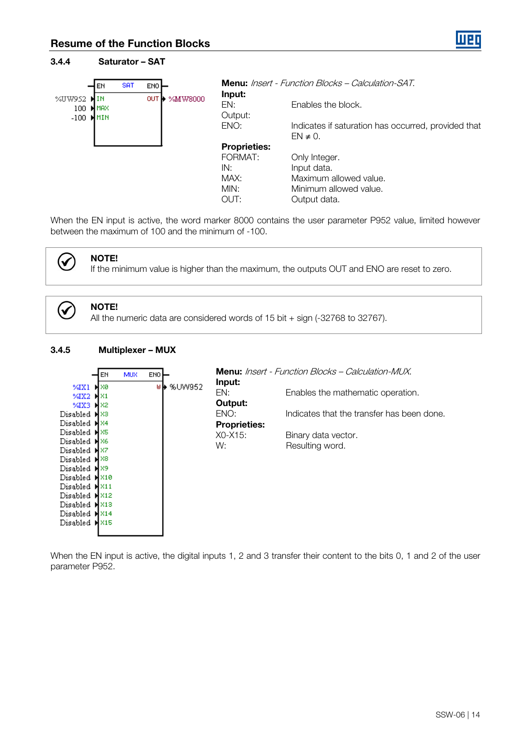## Resume of the Function Blocks

### 3.4.4 Saturator – SAT

**Menu:** *Insert - Function Blocks – Calculation-SAT.*

**Input:**

EN: Enables the block.

Output:

ENO: Indicates if saturation has occurred, provided that EN ≠ 0.

**Proprieties:**

FORMAT: Only Integer.

IN: Input data.

MAX: Maximum allowed value.

MIN: Minimum allowed value.

OUT: Output data.

When the EN input is active, the word marker 8000 contains the user parameter P952 value, limited however between the maximum of 100 and the minimum of -100.

> **NOTE!**
> If the minimum value is higher than the maximum, the outputs OUT and ENO are reset to zero.

> **NOTE!**
> All the numeric data are considered words of 15 bit + sign (-32768 to 32767).

### 3.4.5 Multiplexer – MUX

**Menu:** *Insert - Function Blocks – Calculation-MUX.*

**Input:**

EN: Enables the mathematic operation.

**Output:**

ENO: Indicates that the transfer has been done.

**Proprieties:**

X0-X15: Binary data vector.

W: Resulting word.

When the EN input is active, the digital inputs 1, 2 and 3 transfer their content to the bits 0, 1 and 2 of the user parameter P952.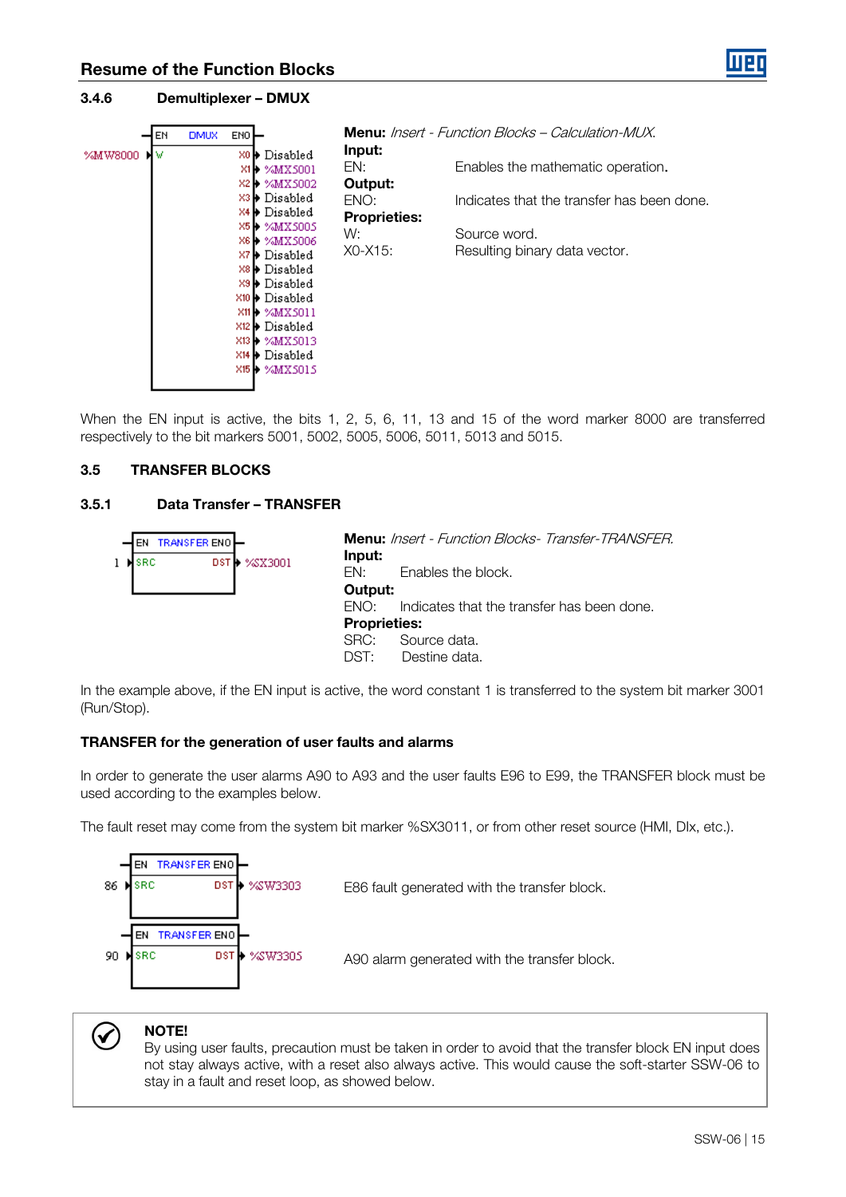## Resume of the Function Blocks

### 3.4.6 Demultiplexer – DMUX

**Menu:** *Insert - Function Blocks – Calculation-MUX.*

**Input:**

EN: Enables the mathematic operation.

**Output:**

ENO: Indicates that the transfer has been done.

**Proprieties:**

W: Source word.

X0-X15: Resulting binary data vector.

When the EN input is active, the bits 1, 2, 5, 6, 11, 13 and 15 of the word marker 8000 are transferred respectively to the bit markers 5001, 5002, 5005, 5006, 5011, 5013 and 5015.

## 3.5 TRANSFER BLOCKS

### 3.5.1 Data Transfer – TRANSFER

**Menu:** *Insert - Function Blocks- Transfer-TRANSFER.*

**Input:**

EN: Enables the block.

**Output:**

ENO: Indicates that the transfer has been done.

**Proprieties:**

SRC: Source data.

DST: Destine data.

In the example above, if the EN input is active, the word constant 1 is transferred to the system bit marker 3001 (Run/Stop).

**TRANSFER for the generation of user faults and alarms**

In order to generate the user alarms A90 to A93 and the user faults E96 to E99, the TRANSFER block must be used according to the examples below.

The fault reset may come from the system bit marker %SX3011, or from other reset source (HMI, DIx, etc.).

E86 fault generated with the transfer block.

A90 alarm generated with the transfer block.

**NOTE!**

By using user faults, precaution must be taken in order to avoid that the transfer block EN input does not stay always active, with a reset also always active. This would cause the soft-starter SSW-06 to stay in a fault and reset loop, as showed below.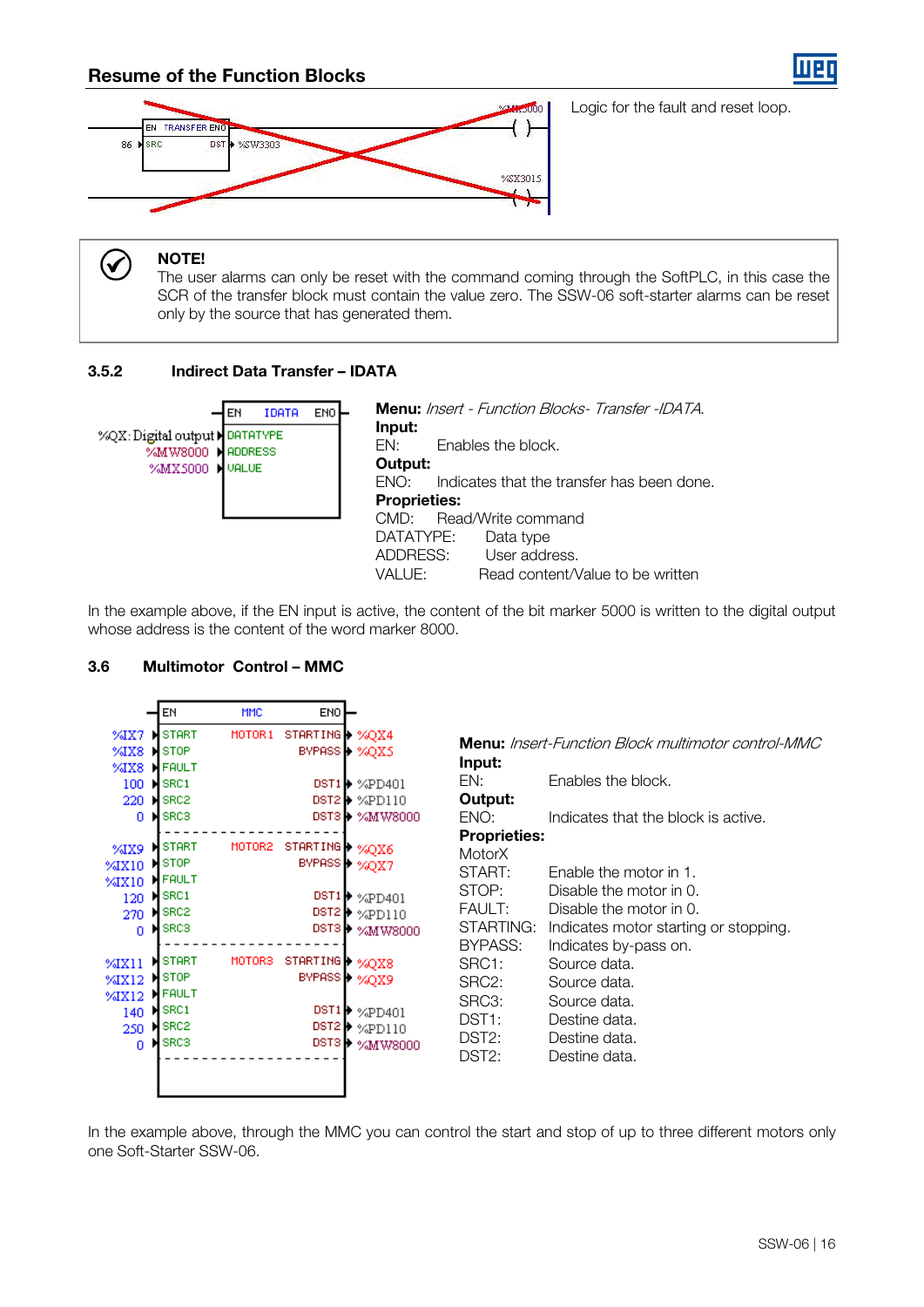## Resume of the Function Blocks

Logic for the fault and reset loop.

> **NOTE!**
> The user alarms can only be reset with the command coming through the SoftPLC, in this case the SCR of the transfer block must contain the value zero. The SSW-06 soft-starter alarms can be reset only by the source that has generated them.

### 3.5.2 Indirect Data Transfer – IDATA

**Menu:** *Insert - Function Blocks- Transfer -IDATA.*

**Input:**

EN: Enables the block.

**Output:**

ENO: Indicates that the transfer has been done.

**Proprieties:**

CMD: Read/Write command

DATATYPE: Data type

ADDRESS: User address.

VALUE: Read content/Value to be written

In the example above, if the EN input is active, the content of the bit marker 5000 is written to the digital output whose address is the content of the word marker 8000.

## 3.6 Multimotor Control – MMC

**Menu:** *Insert-Function Block multimotor control-MMC*

**Input:**

EN: Enables the block.

**Output:**

ENO: Indicates that the block is active.

**Proprieties:**

MotorX

START: Enable the motor in 1.

STOP: Disable the motor in 0.

FAULT: Disable the motor in 0.

STARTING: Indicates motor starting or stopping.

BYPASS: Indicates by-pass on.

SRC1: Source data.

SRC2: Source data.

SRC3: Source data.

DST1: Destine data.

DST2: Destine data.

DST2: Destine data.

In the example above, through the MMC you can control the start and stop of up to three different motors only one Soft-Starter SSW-06.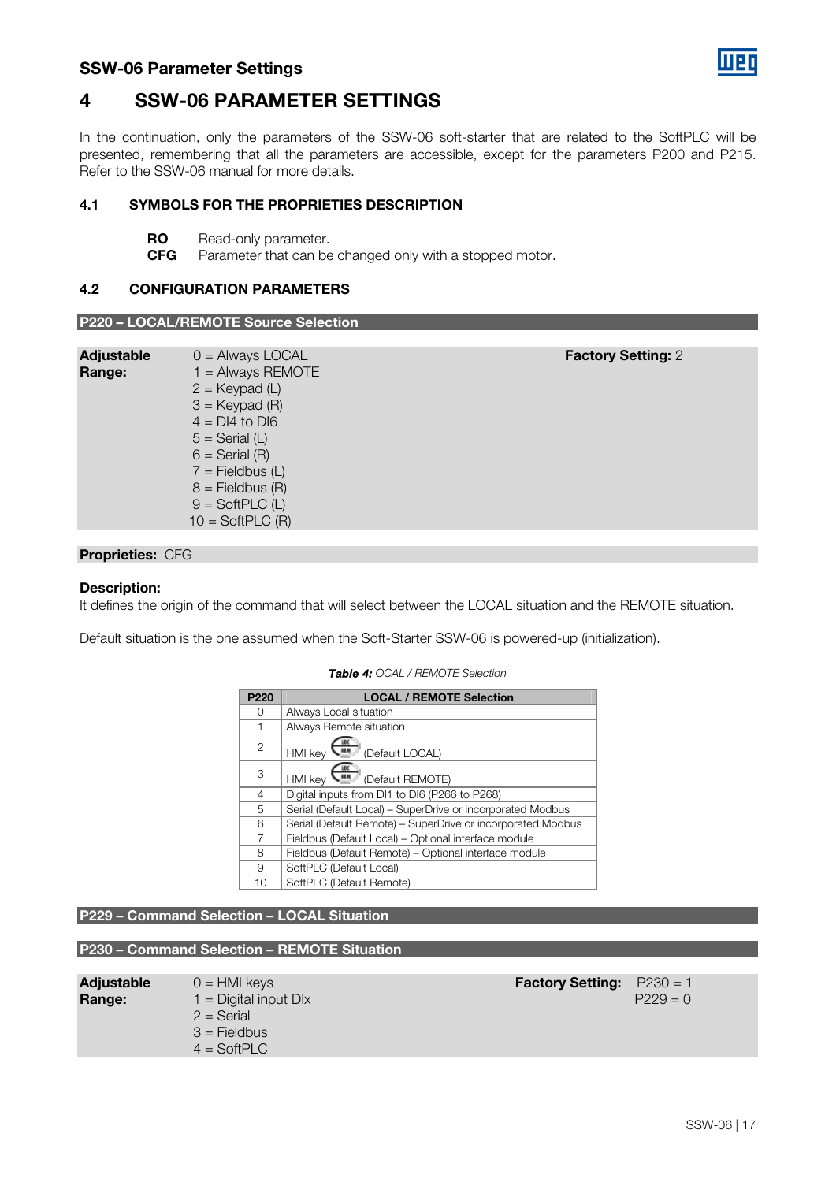# 4 SSW-06 PARAMETER SETTINGS

In the continuation, only the parameters of the SSW-06 soft-starter that are related to the SoftPLC will be presented, remembering that all the parameters are accessible, except for the parameters P200 and P215. Refer to the SSW-06 manual for more details.

## 4.1 SYMBOLS FOR THE PROPRIETIES DESCRIPTION

**RO** Read-only parameter.
**CFG** Parameter that can be changed only with a stopped motor.

## 4.2 CONFIGURATION PARAMETERS

### P220 – LOCAL/REMOTE Source Selection

**Adjustable Range:**
0 = Always LOCAL
1 = Always REMOTE
2 = Keypad (L)
3 = Keypad (R)
4 = DI4 to DI6
5 = Serial (L)
6 = Serial (R)
7 = Fieldbus (L)
8 = Fieldbus (R)
9 = SoftPLC (L)
10 = SoftPLC (R)

**Factory Setting:** 2

**Proprieties:** CFG

**Description:**
It defines the origin of the command that will select between the LOCAL situation and the REMOTE situation.

Default situation is the one assumed when the Soft-Starter SSW-06 is powered-up (initialization).

***Table 4:*** *OCAL / REMOTE Selection*

| P220 | LOCAL / REMOTE Selection |
|---|---|
| 0 | Always Local situation |
| 1 | Always Remote situation |
| 2 | HMI key LOC/REM (Default LOCAL) |
| 3 | HMI key LOC/REM (Default REMOTE) |
| 4 | Digital inputs from DI1 to DI6 (P266 to P268) |
| 5 | Serial (Default Local) – SuperDrive or incorporated Modbus |
| 6 | Serial (Default Remote) – SuperDrive or incorporated Modbus |
| 7 | Fieldbus (Default Local) – Optional interface module |
| 8 | Fieldbus (Default Remote) – Optional interface module |
| 9 | SoftPLC (Default Local) |
| 10 | SoftPLC (Default Remote) |

### P229 – Command Selection – LOCAL Situation

### P230 – Command Selection – REMOTE Situation

**Adjustable Range:**
0 = HMI keys
1 = Digital input DIx
2 = Serial
3 = Fieldbus
4 = SoftPLC

**Factory Setting:** P230 = 1
P229 = 0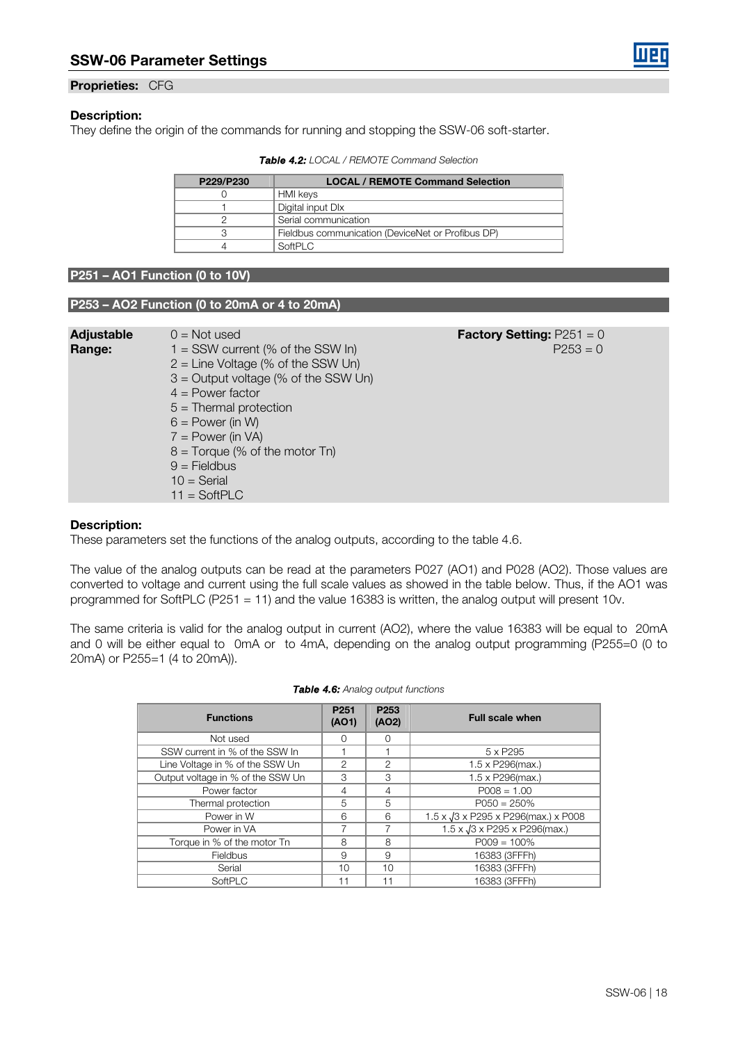## SSW-06 Parameter Settings

**Proprieties:** CFG

**Description:**
They define the origin of the commands for running and stopping the SSW-06 soft-starter.

***Table 4.2:*** *LOCAL / REMOTE Command Selection*

| P229/P230 | LOCAL / REMOTE Command Selection |
|---|---|
| 0 | HMI keys |
| 1 | Digital input DIx |
| 2 | Serial communication |
| 3 | Fieldbus communication (DeviceNet or Profibus DP) |
| 4 | SoftPLC |

### P251 – AO1 Function (0 to 10V)

### P253 – AO2 Function (0 to 20mA or 4 to 20mA)

**Adjustable Range:**
0 = Not used
1 = SSW current (% of the SSW In)
2 = Line Voltage (% of the SSW Un)
3 = Output voltage (% of the SSW Un)
4 = Power factor
5 = Thermal protection
6 = Power (in W)
7 = Power (in VA)
8 = Torque (% of the motor Tn)
9 = Fieldbus
10 = Serial
11 = SoftPLC

**Factory Setting:** P251 = 0
P253 = 0

**Description:**
These parameters set the functions of the analog outputs, according to the table 4.6.

The value of the analog outputs can be read at the parameters P027 (AO1) and P028 (AO2). Those values are converted to voltage and current using the full scale values as showed in the table below. Thus, if the AO1 was programmed for SoftPLC (P251 = 11) and the value 16383 is written, the analog output will present 10v.

The same criteria is valid for the analog output in current (AO2), where the value 16383 will be equal to 20mA and 0 will be either equal to 0mA or to 4mA, depending on the analog output programming (P255=0 (0 to 20mA) or P255=1 (4 to 20mA)).

***Table 4.6:*** *Analog output functions*

| Functions | P251 (AO1) | P253 (AO2) | Full scale when |
|---|---|---|---|
| Not used | 0 | 0 | |
| SSW current in % of the SSW In | 1 | 1 | 5 x P295 |
| Line Voltage in % of the SSW Un | 2 | 2 | 1.5 x P296(max.) |
| Output voltage in % of the SSW Un | 3 | 3 | 1.5 x P296(max.) |
| Power factor | 4 | 4 | P008 = 1.00 |
| Thermal protection | 5 | 5 | P050 = 250% |
| Power in W | 6 | 6 | 1.5 x $\sqrt{3}$ x P295 x P296(max.) x P008 |
| Power in VA | 7 | 7 | 1.5 x $\sqrt{3}$ x P295 x P296(max.) |
| Torque in % of the motor Tn | 8 | 8 | P009 = 100% |
| Fieldbus | 9 | 9 | 16383 (3FFFh) |
| Serial | 10 | 10 | 16383 (3FFFh) |
| SoftPLC | 11 | 11 | 16383 (3FFFh) |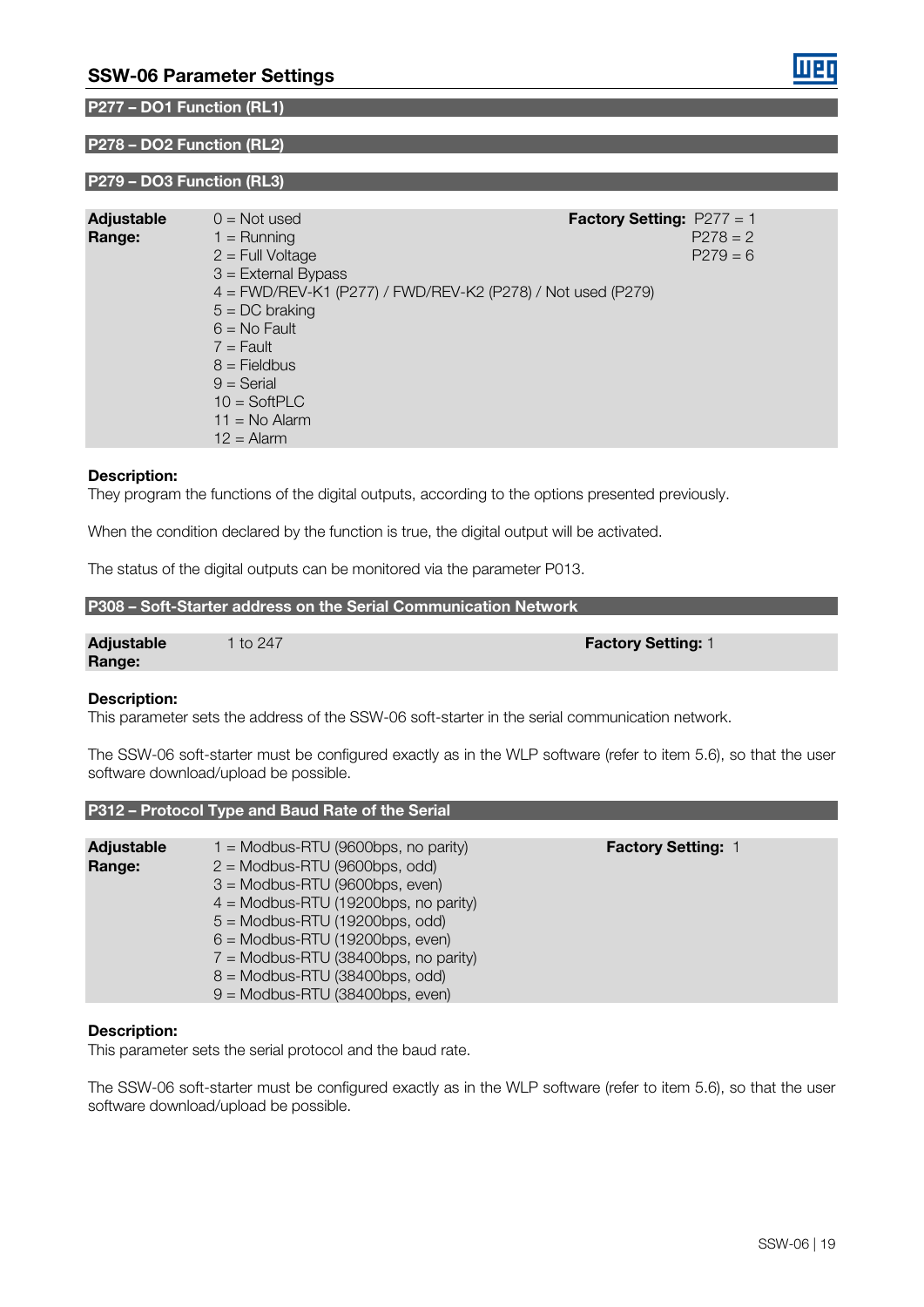## SSW-06 Parameter Settings

### P277 – DO1 Function (RL1)

### P278 – DO2 Function (RL2)

### P279 – DO3 Function (RL3)

**Adjustable Range:**

0 = Not used
1 = Running
2 = Full Voltage
3 = External Bypass
4 = FWD/REV-K1 (P277) / FWD/REV-K2 (P278) / Not used (P279)
5 = DC braking
6 = No Fault
7 = Fault
8 = Fieldbus
9 = Serial
10 = SoftPLC
11 = No Alarm
12 = Alarm

**Factory Setting:** P277 = 1
P278 = 2
P279 = 6

**Description:**
They program the functions of the digital outputs, according to the options presented previously.

When the condition declared by the function is true, the digital output will be activated.

The status of the digital outputs can be monitored via the parameter P013.

### P308 – Soft-Starter address on the Serial Communication Network

**Adjustable Range:** 1 to 247

**Factory Setting:** 1

**Description:**
This parameter sets the address of the SSW-06 soft-starter in the serial communication network.

The SSW-06 soft-starter must be configured exactly as in the WLP software (refer to item 5.6), so that the user software download/upload be possible.

### P312 – Protocol Type and Baud Rate of the Serial

**Adjustable Range:**

1 = Modbus-RTU (9600bps, no parity)
2 = Modbus-RTU (9600bps, odd)
3 = Modbus-RTU (9600bps, even)
4 = Modbus-RTU (19200bps, no parity)
5 = Modbus-RTU (19200bps, odd)
6 = Modbus-RTU (19200bps, even)
7 = Modbus-RTU (38400bps, no parity)
8 = Modbus-RTU (38400bps, odd)
9 = Modbus-RTU (38400bps, even)

**Factory Setting:** 1

**Description:**
This parameter sets the serial protocol and the baud rate.

The SSW-06 soft-starter must be configured exactly as in the WLP software (refer to item 5.6), so that the user software download/upload be possible.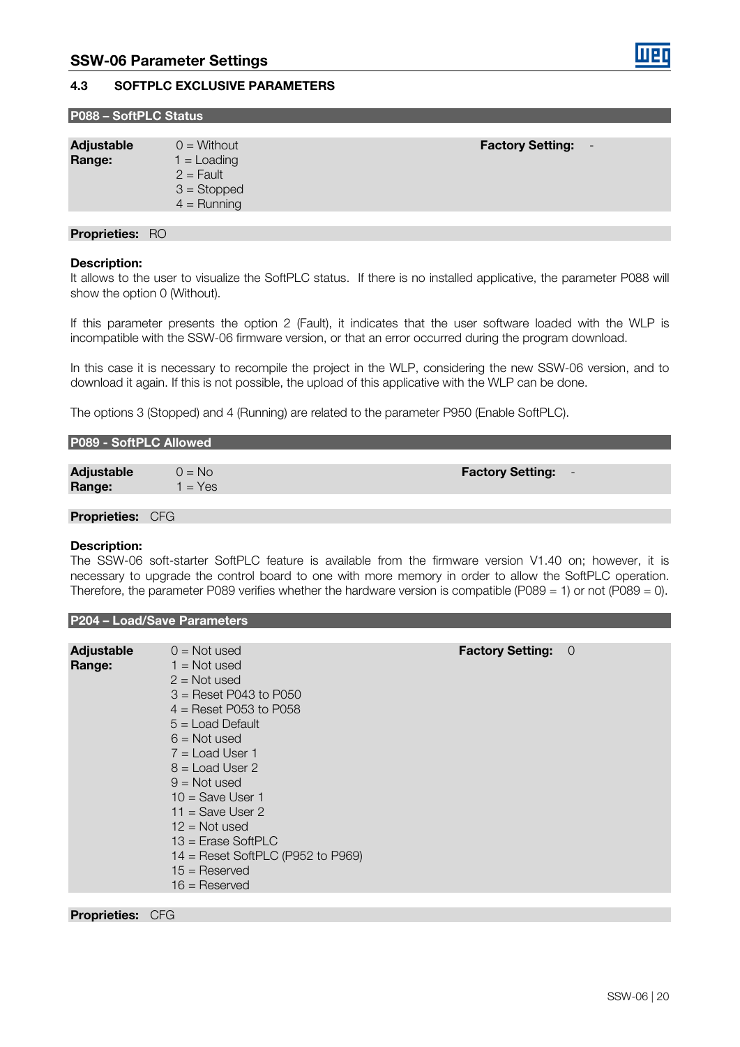## 4.3 SOFTPLC EXCLUSIVE PARAMETERS

### P088 – SoftPLC Status

**Adjustable Range:**
0 = Without
1 = Loading
2 = Fault
3 = Stopped
4 = Running

**Factory Setting:** -

**Proprieties:** RO

**Description:**
It allows to the user to visualize the SoftPLC status. If there is no installed applicative, the parameter P088 will show the option 0 (Without).

If this parameter presents the option 2 (Fault), it indicates that the user software loaded with the WLP is incompatible with the SSW-06 firmware version, or that an error occurred during the program download.

In this case it is necessary to recompile the project in the WLP, considering the new SSW-06 version, and to download it again. If this is not possible, the upload of this applicative with the WLP can be done.

The options 3 (Stopped) and 4 (Running) are related to the parameter P950 (Enable SoftPLC).

### P089 - SoftPLC Allowed

**Adjustable Range:**
0 = No
1 = Yes

**Factory Setting:** -

**Proprieties:** CFG

**Description:**
The SSW-06 soft-starter SoftPLC feature is available from the firmware version V1.40 on; however, it is necessary to upgrade the control board to one with more memory in order to allow the SoftPLC operation. Therefore, the parameter P089 verifies whether the hardware version is compatible (P089 = 1) or not (P089 = 0).

### P204 – Load/Save Parameters

**Adjustable Range:**
0 = Not used
1 = Not used
2 = Not used
3 = Reset P043 to P050
4 = Reset P053 to P058
5 = Load Default
6 = Not used
7 = Load User 1
8 = Load User 2
9 = Not used
10 = Save User 1
11 = Save User 2
12 = Not used
13 = Erase SoftPLC
14 = Reset SoftPLC (P952 to P969)
15 = Reserved
16 = Reserved

**Factory Setting:** 0

**Proprieties:** CFG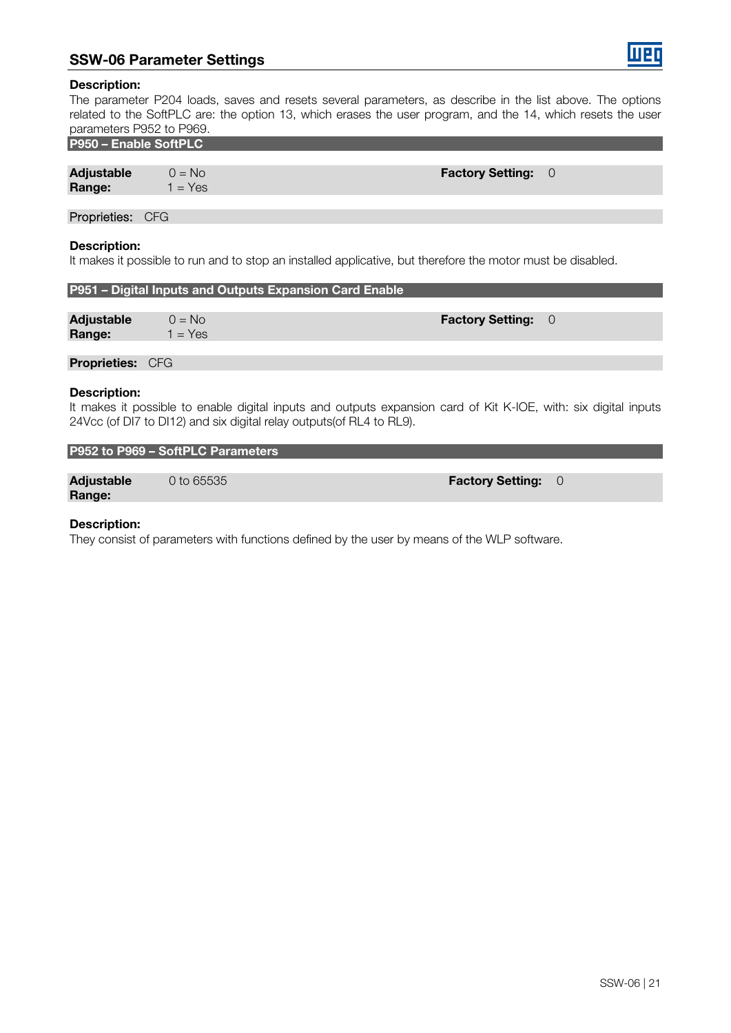**Description:**

The parameter P204 loads, saves and resets several parameters, as describe in the list above. The options related to the SoftPLC are: the option 13, which erases the user program, and the 14, which resets the user parameters P952 to P969.

## P950 – Enable SoftPLC

| Adjustable Range: | 0 = No<br>1 = Yes | Factory Setting: | 0 |
|---|---|---|---|

Proprieties: CFG

**Description:**

It makes it possible to run and to stop an installed applicative, but therefore the motor must be disabled.

## P951 – Digital Inputs and Outputs Expansion Card Enable

| Adjustable Range: | 0 = No<br>1 = Yes | Factory Setting: | 0 |
|---|---|---|---|

**Proprieties:** CFG

**Description:**

It makes it possible to enable digital inputs and outputs expansion card of Kit K-IOE, with: six digital inputs 24Vcc (of DI7 to DI12) and six digital relay outputs(of RL4 to RL9).

## P952 to P969 – SoftPLC Parameters

| Adjustable Range: | 0 to 65535 | Factory Setting: | 0 |
|---|---|---|---|

**Description:**

They consist of parameters with functions defined by the user by means of the WLP software.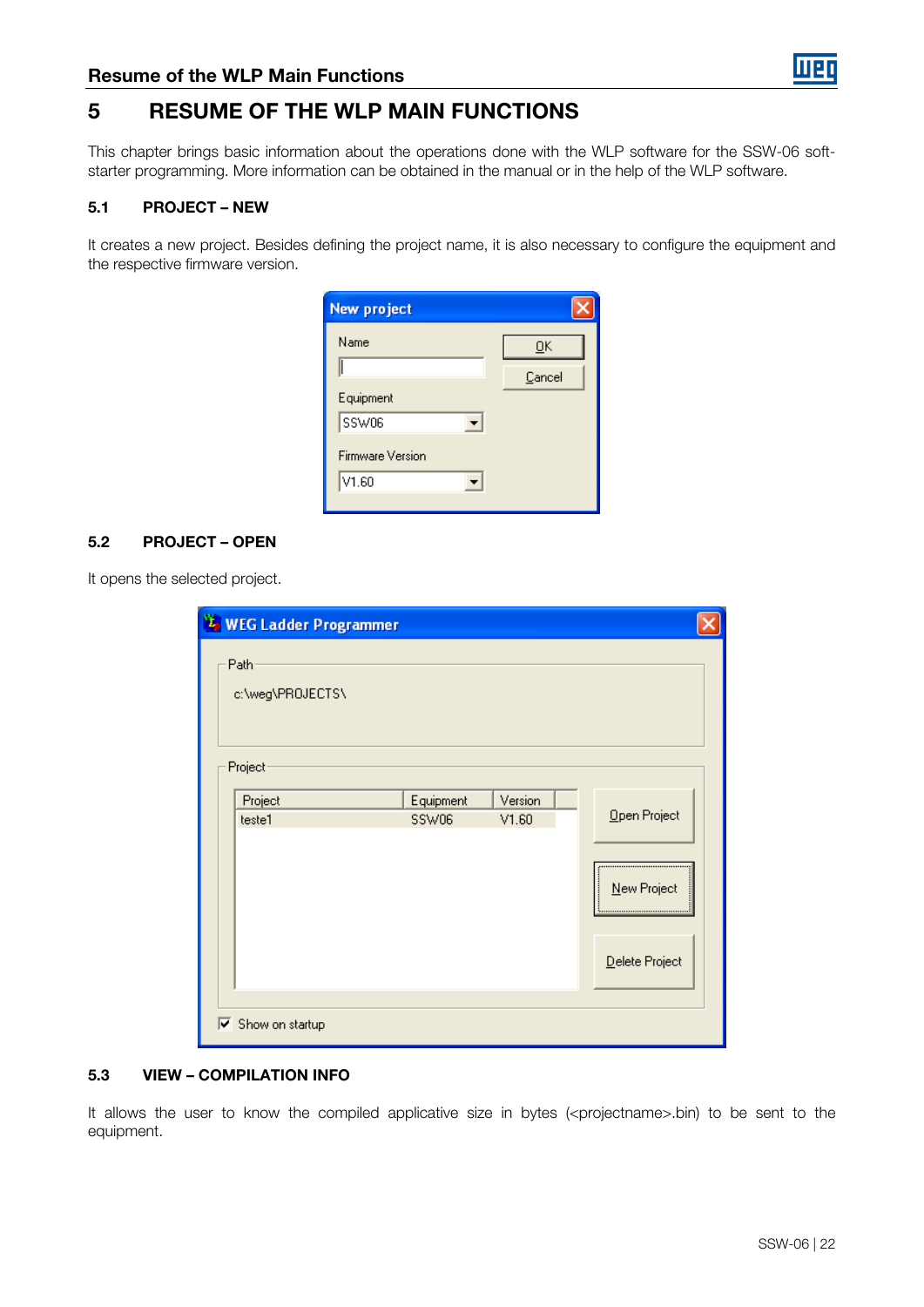# 5 RESUME OF THE WLP MAIN FUNCTIONS

This chapter brings basic information about the operations done with the WLP software for the SSW-06 soft-starter programming. More information can be obtained in the manual or in the help of the WLP software.

## 5.1 PROJECT – NEW

It creates a new project. Besides defining the project name, it is also necessary to configure the equipment and the respective firmware version.

## 5.2 PROJECT – OPEN

It opens the selected project.

## 5.3 VIEW – COMPILATION INFO

It allows the user to know the compiled applicative size in bytes (<projectname>.bin) to be sent to the equipment.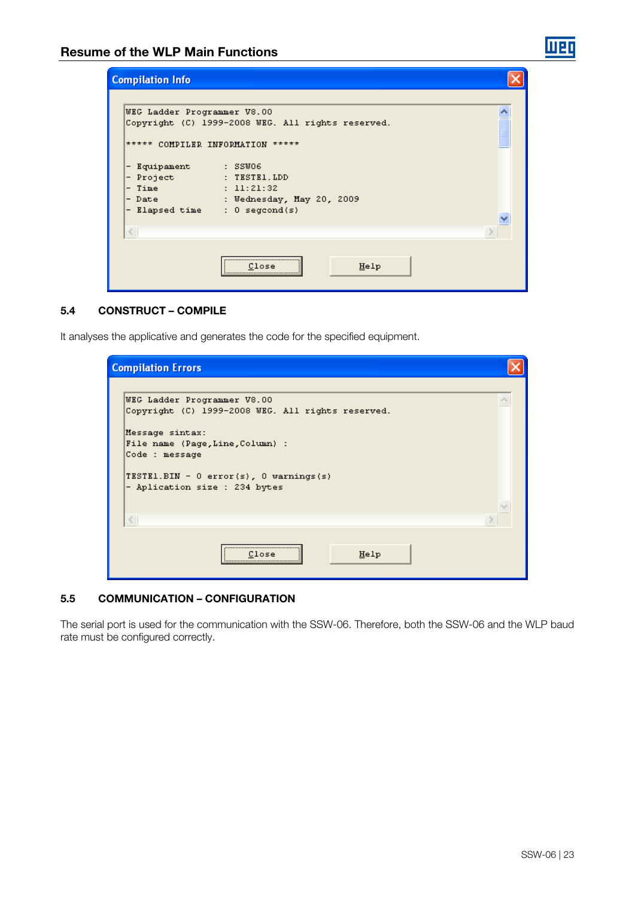**Compilation Info**

```
WEG Ladder Programmer V8.00
Copyright (C) 1999-2008 WEG. All rights reserved.

***** COMPILER INFORMATION *****

- Equipament      : SSW06
- Project         : TESTE1.LDD
- Time            : 11:21:32
- Date            : Wednesday, May 20, 2009
- Elapsed time    : 0 segcond(s)
```

Close | Help

## 5.4 CONSTRUCT – COMPILE

It analyses the applicative and generates the code for the specified equipment.

**Compilation Errors**

```
WEG Ladder Programmer V8.00
Copyright (C) 1999-2008 WEG. All rights reserved.

Message sintax:
File name (Page,Line,Column) :
Code : message

TESTE1.BIN - 0 error(s), 0 warnings(s)
- Aplication size : 234 bytes
```

Close | Help

## 5.5 COMMUNICATION – CONFIGURATION

The serial port is used for the communication with the SSW-06. Therefore, both the SSW-06 and the WLP baud rate must be configured correctly.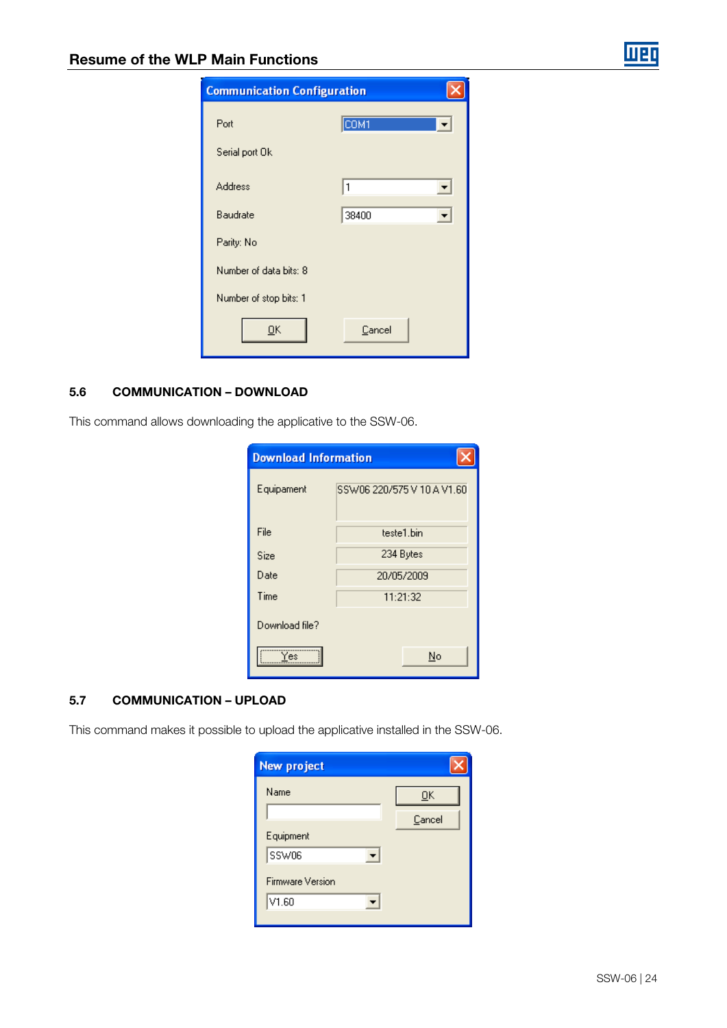## 5.6 COMMUNICATION – DOWNLOAD

This command allows downloading the applicative to the SSW-06.

## 5.7 COMMUNICATION – UPLOAD

This command makes it possible to upload the applicative installed in the SSW-06.